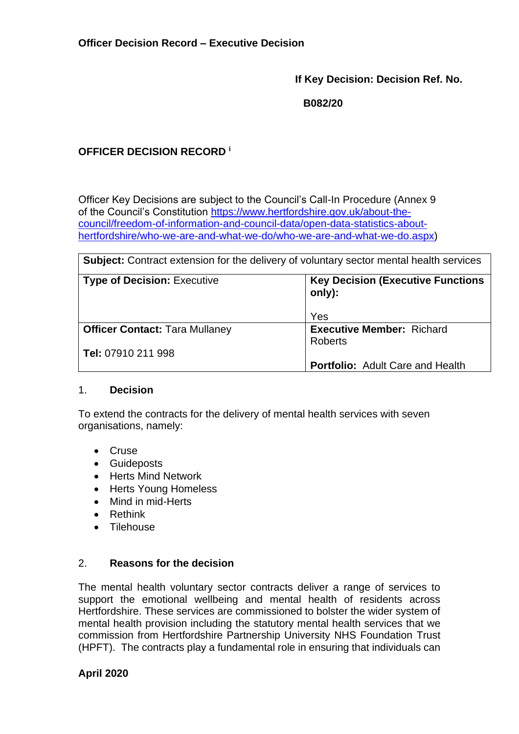**Officer Decision Record – Executive Decision**

**If Key Decision: Decision Ref. No.**

**B082/20**

**OFFICER DECISION RECORD** [i]

Officer Key Decisions are subject to the Council's Call-In Procedure (Annex 9 of the Council's Constitution [https://www.hertfordshire.gov.uk/about-the-council/freedom-of-information-and-council-data/open-data-statistics-about-hertfordshire/who-we-are-and-what-we-do/who-we-are-and-what-we-do.aspx](https://www.hertfordshire.gov.uk/about-the-council/freedom-of-information-and-council-data/open-data-statistics-about-hertfordshire/who-we-are-and-what-we-do/who-we-are-and-what-we-do.aspx))

| **Subject:** Contract extension for the delivery of voluntary sector mental health services | |
|---|---|
| **Type of Decision:** Executive | **Key Decision (Executive Functions only):** Yes |
| **Officer Contact:** Tara Mullaney<br>**Tel:** 07910 211 998 | **Executive Member:** Richard Roberts<br>**Portfolio:** Adult Care and Health |

## 1. Decision

To extend the contracts for the delivery of mental health services with seven organisations, namely:

- Cruse
- Guideposts
- Herts Mind Network
- Herts Young Homeless
- Mind in mid-Herts
- Rethink
- Tilehouse

## 2. Reasons for the decision

The mental health voluntary sector contracts deliver a range of services to support the emotional wellbeing and mental health of residents across Hertfordshire. These services are commissioned to bolster the wider system of mental health provision including the statutory mental health services that we commission from Hertfordshire Partnership University NHS Foundation Trust (HPFT). The contracts play a fundamental role in ensuring that individuals can

**April 2020**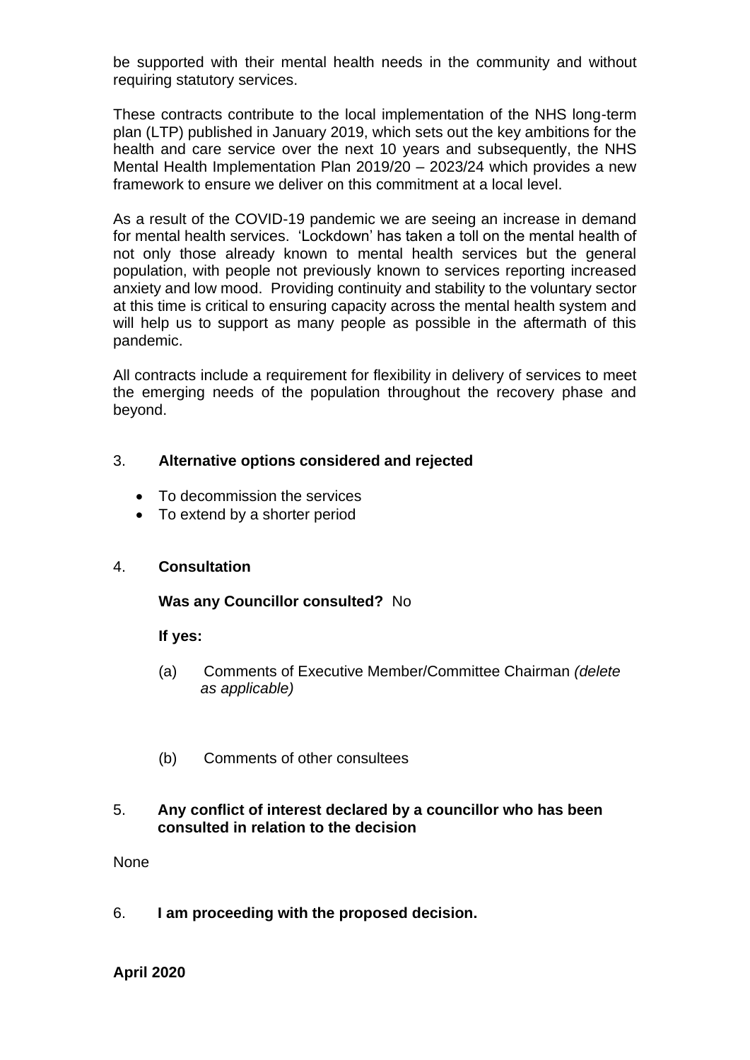be supported with their mental health needs in the community and without requiring statutory services.

These contracts contribute to the local implementation of the NHS long-term plan (LTP) published in January 2019, which sets out the key ambitions for the health and care service over the next 10 years and subsequently, the NHS Mental Health Implementation Plan 2019/20 – 2023/24 which provides a new framework to ensure we deliver on this commitment at a local level.

As a result of the COVID-19 pandemic we are seeing an increase in demand for mental health services. 'Lockdown' has taken a toll on the mental health of not only those already known to mental health services but the general population, with people not previously known to services reporting increased anxiety and low mood. Providing continuity and stability to the voluntary sector at this time is critical to ensuring capacity across the mental health system and will help us to support as many people as possible in the aftermath of this pandemic.

All contracts include a requirement for flexibility in delivery of services to meet the emerging needs of the population throughout the recovery phase and beyond.

## 3. Alternative options considered and rejected

- To decommission the services
- To extend by a shorter period

## 4. Consultation

**Was any Councillor consulted?** No

**If yes:**

(a) Comments of Executive Member/Committee Chairman *(delete as applicable)*

(b) Comments of other consultees

## 5. Any conflict of interest declared by a councillor who has been consulted in relation to the decision

None

## 6. I am proceeding with the proposed decision.

**April 2020**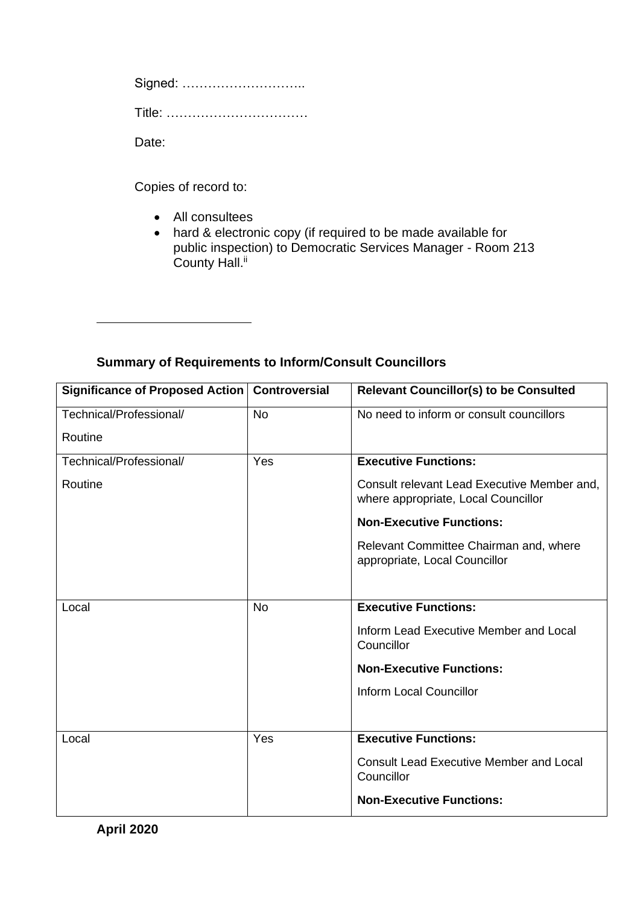Signed: ………………………..

Title: ……………………………

Date:

Copies of record to:

- All consultees
- hard & electronic copy (if required to be made available for public inspection) to Democratic Services Manager - Room 213 County Hall.[ii]

**Summary of Requirements to Inform/Consult Councillors**

| Significance of Proposed Action | Controversial | Relevant Councillor(s) to be Consulted |
|---|---|---|
| Technical/Professional/ Routine | No | No need to inform or consult councillors |
| Technical/Professional/ Routine | Yes | **Executive Functions:** Consult relevant Lead Executive Member and, where appropriate, Local Councillor **Non-Executive Functions:** Relevant Committee Chairman and, where appropriate, Local Councillor |
| Local | No | **Executive Functions:** Inform Lead Executive Member and Local Councillor **Non-Executive Functions:** Inform Local Councillor |
| Local | Yes | **Executive Functions:** Consult Lead Executive Member and Local Councillor **Non-Executive Functions:** |

**April 2020**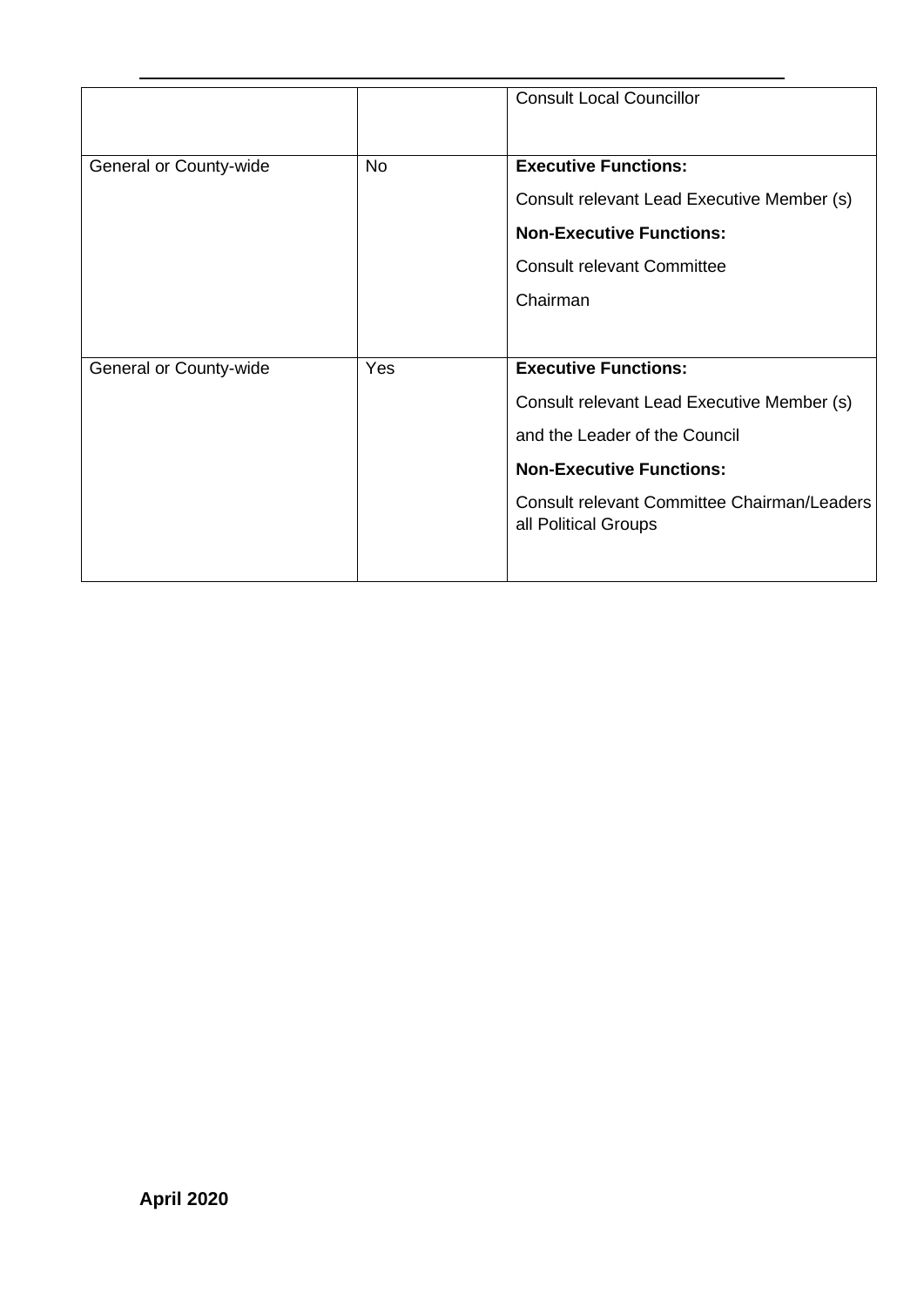| | | |
|---|---|---|
| | | Consult Local Councillor |
| General or County-wide | No | **Executive Functions:**<br>Consult relevant Lead Executive Member (s)<br>**Non-Executive Functions:**<br>Consult relevant Committee<br>Chairman |
| General or County-wide | Yes | **Executive Functions:**<br>Consult relevant Lead Executive Member (s)<br>and the Leader of the Council<br>**Non-Executive Functions:**<br>Consult relevant Committee Chairman/Leaders all Political Groups |

**April 2020**